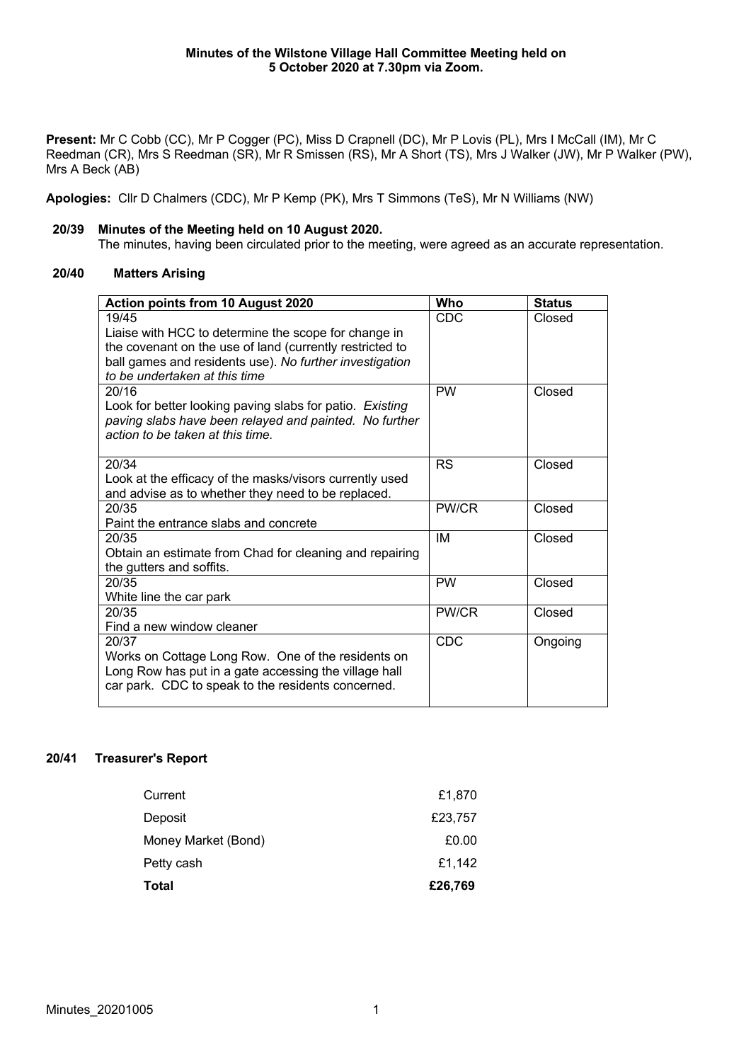**Minutes of the Wilstone Village Hall Committee Meeting held on 5 October 2020 at 7.30pm via Zoom.**

**Present:** Mr C Cobb (CC), Mr P Cogger (PC), Miss D Crapnell (DC), Mr P Lovis (PL), Mrs I McCall (IM), Mr C Reedman (CR), Mrs S Reedman (SR), Mr R Smissen (RS), Mr A Short (TS), Mrs J Walker (JW), Mr P Walker (PW), Mrs A Beck (AB)

**Apologies:** Cllr D Chalmers (CDC), Mr P Kemp (PK), Mrs T Simmons (TeS), Mr N Williams (NW)

### 20/39 Minutes of the Meeting held on 10 August 2020.

The minutes, having been circulated prior to the meeting, were agreed as an accurate representation.

### 20/40 Matters Arising

| Action points from 10 August 2020 | Who | Status |
|---|---|---|
| 19/45<br>Liaise with HCC to determine the scope for change in the covenant on the use of land (currently restricted to ball games and residents use). *No further investigation to be undertaken at this time* | CDC | Closed |
| 20/16<br>Look for better looking paving slabs for patio. *Existing paving slabs have been relayed and painted. No further action to be taken at this time.* | PW | Closed |
| 20/34<br>Look at the efficacy of the masks/visors currently used and advise as to whether they need to be replaced. | RS | Closed |
| 20/35<br>Paint the entrance slabs and concrete | PW/CR | Closed |
| 20/35<br>Obtain an estimate from Chad for cleaning and repairing the gutters and soffits. | IM | Closed |
| 20/35<br>White line the car park | PW | Closed |
| 20/35<br>Find a new window cleaner | PW/CR | Closed |
| 20/37<br>Works on Cottage Long Row. One of the residents on Long Row has put in a gate accessing the village hall car park. CDC to speak to the residents concerned. | CDC | Ongoing |

### 20/41 Treasurer's Report

| | |
|---|---|
| Current | £1,870 |
| Deposit | £23,757 |
| Money Market (Bond) | £0.00 |
| Petty cash | £1,142 |
| **Total** | **£26,769** |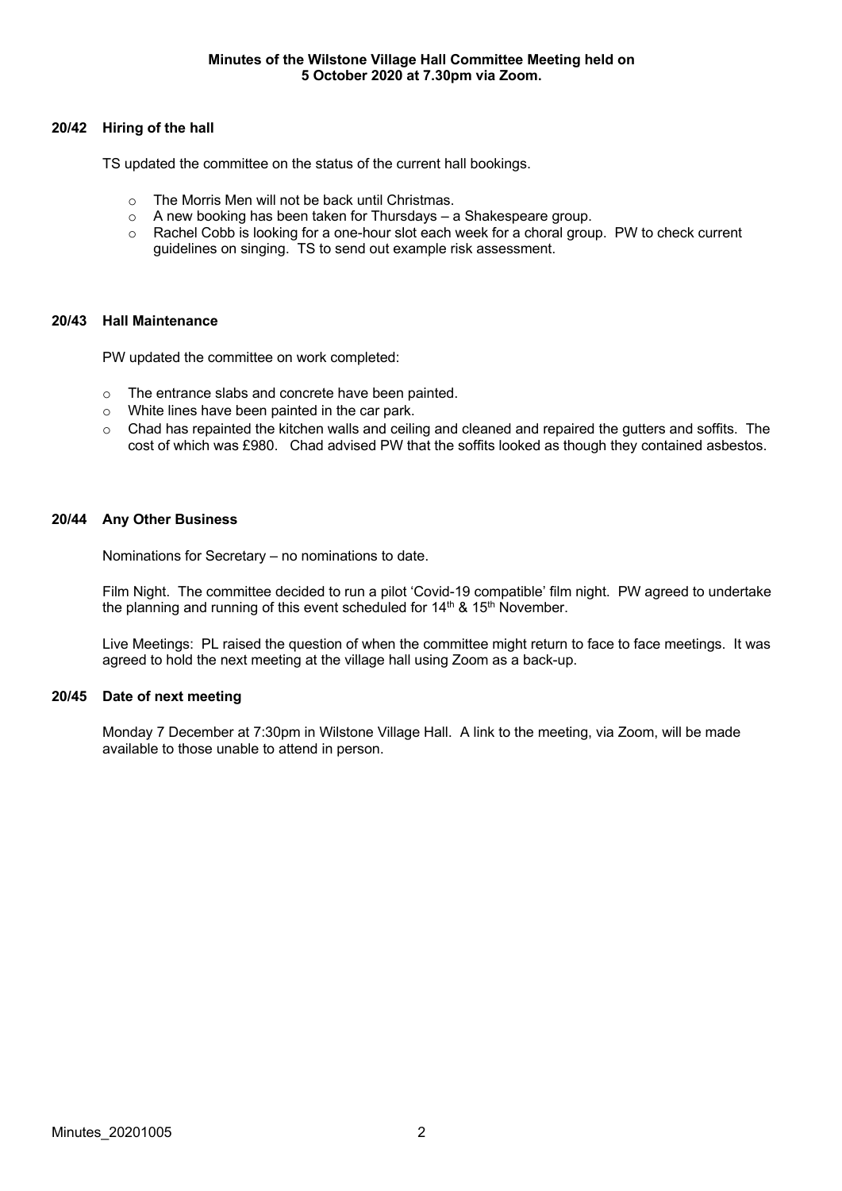**Minutes of the Wilstone Village Hall Committee Meeting held on 5 October 2020 at 7.30pm via Zoom.**

### 20/42 Hiring of the hall

TS updated the committee on the status of the current hall bookings.

- The Morris Men will not be back until Christmas.
- A new booking has been taken for Thursdays – a Shakespeare group.
- Rachel Cobb is looking for a one-hour slot each week for a choral group. PW to check current guidelines on singing. TS to send out example risk assessment.

### 20/43 Hall Maintenance

PW updated the committee on work completed:

- The entrance slabs and concrete have been painted.
- White lines have been painted in the car park.
- Chad has repainted the kitchen walls and ceiling and cleaned and repaired the gutters and soffits. The cost of which was £980. Chad advised PW that the soffits looked as though they contained asbestos.

### 20/44 Any Other Business

Nominations for Secretary – no nominations to date.

Film Night. The committee decided to run a pilot 'Covid-19 compatible' film night. PW agreed to undertake the planning and running of this event scheduled for 14th & 15th November.

Live Meetings: PL raised the question of when the committee might return to face to face meetings. It was agreed to hold the next meeting at the village hall using Zoom as a back-up.

### 20/45 Date of next meeting

Monday 7 December at 7:30pm in Wilstone Village Hall. A link to the meeting, via Zoom, will be made available to those unable to attend in person.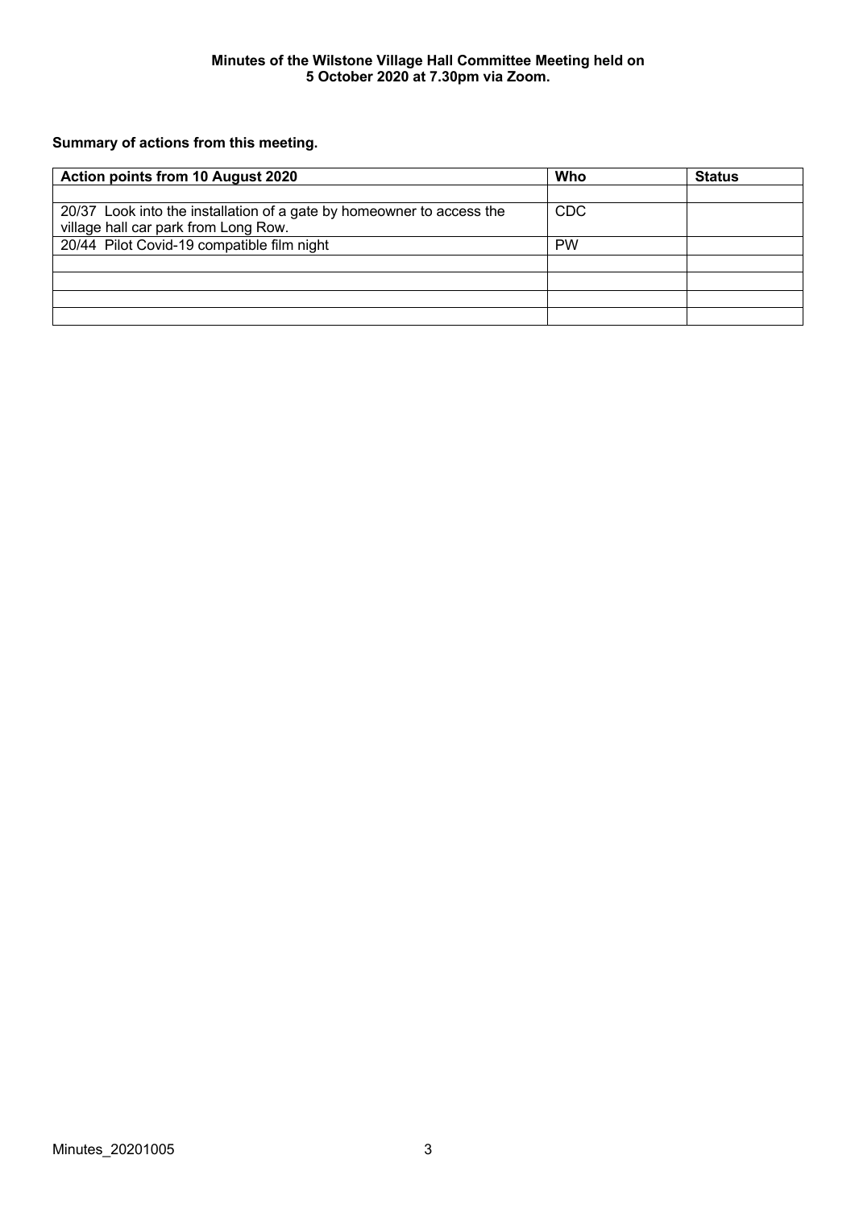**Minutes of the Wilstone Village Hall Committee Meeting held on 5 October 2020 at 7.30pm via Zoom.**

**Summary of actions from this meeting.**

| Action points from 10 August 2020 | Who | Status |
|---|---|---|
| | | |
| 20/37 Look into the installation of a gate by homeowner to access the village hall car park from Long Row. | CDC | |
| 20/44 Pilot Covid-19 compatible film night | PW | |
| | | |
| | | |
| | | |
| | | |